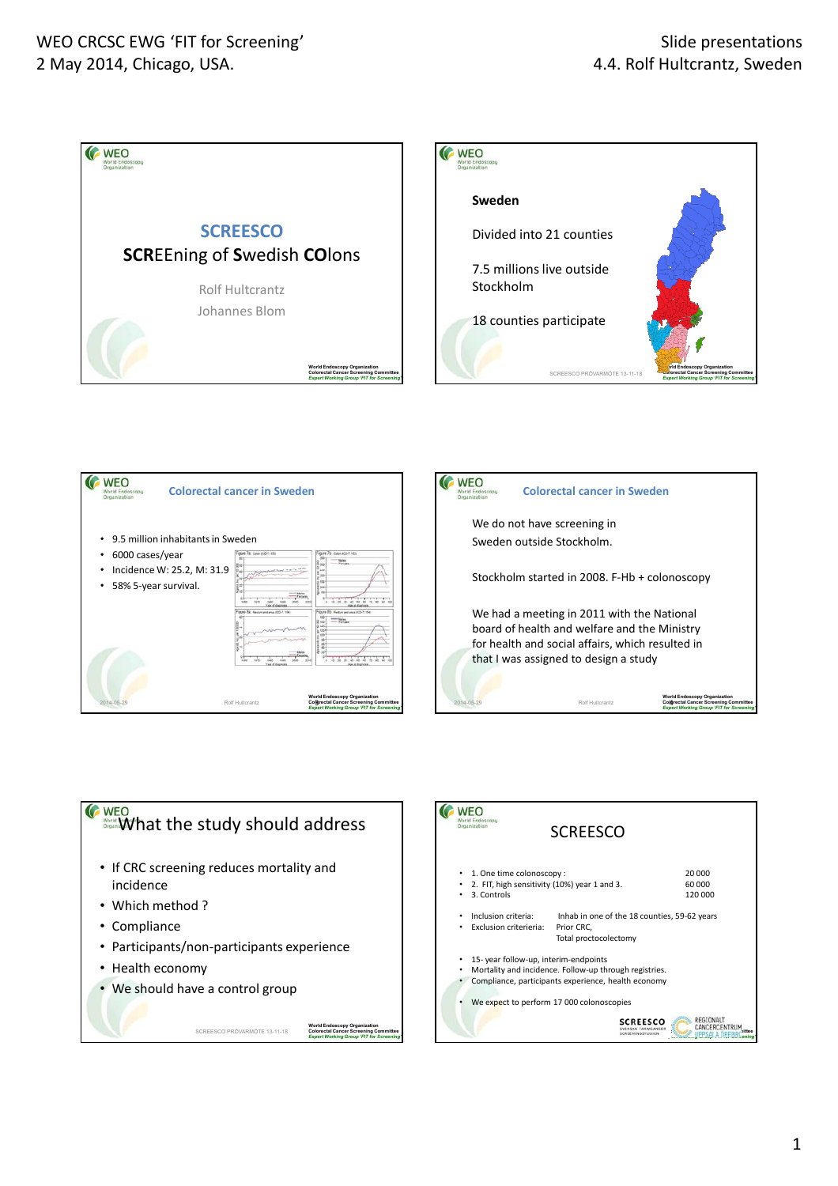WEO CRCSC EWG 'FIT for Screening'
2 May 2014, Chicago, USA.

Slide presentations
4.4. Rolf Hultcrantz, Sweden

## SCREESCO

**SCR**EEning of **S**wedish **CO**lons

Rolf Hultcrantz

Johannes Blom

---

**Sweden**

Divided into 21 counties

7.5 millions live outside Stockholm

18 counties participate

---

## Colorectal cancer in Sweden

- 9.5 million inhabitants in Sweden
- 6000 cases/year
- Incidence W: 25.2, M: 31.9
- 58% 5-year survival.

---

## Colorectal cancer in Sweden

We do not have screening in Sweden outside Stockholm.

Stockholm started in 2008. F-Hb + colonoscopy

We had a meeting in 2011 with the National board of health and welfare and the Ministry for health and social affairs, which resulted in that I was assigned to design a study

---

## What the study should address

- If CRC screening reduces mortality and incidence
- Which method ?
- Compliance
- Participants/non-participants experience
- Health economy
- We should have a control group

---

## SCREESCO

- 1. One time colonoscopy : 20 000
- 2. FIT, high sensitivity (10%) year 1 and 3. 60 000
- 3. Controls 120 000

- Inclusion criteria: Inhab in one of the 18 counties, 59-62 years
- Exclusion criterieria: Prior CRC, Total proctocolectomy

- 15- year follow-up, interim-endpoints
- Mortality and incidence. Follow-up through registries.
- Compliance, participants experience, health economy

- We expect to perform 17 000 colonoscopies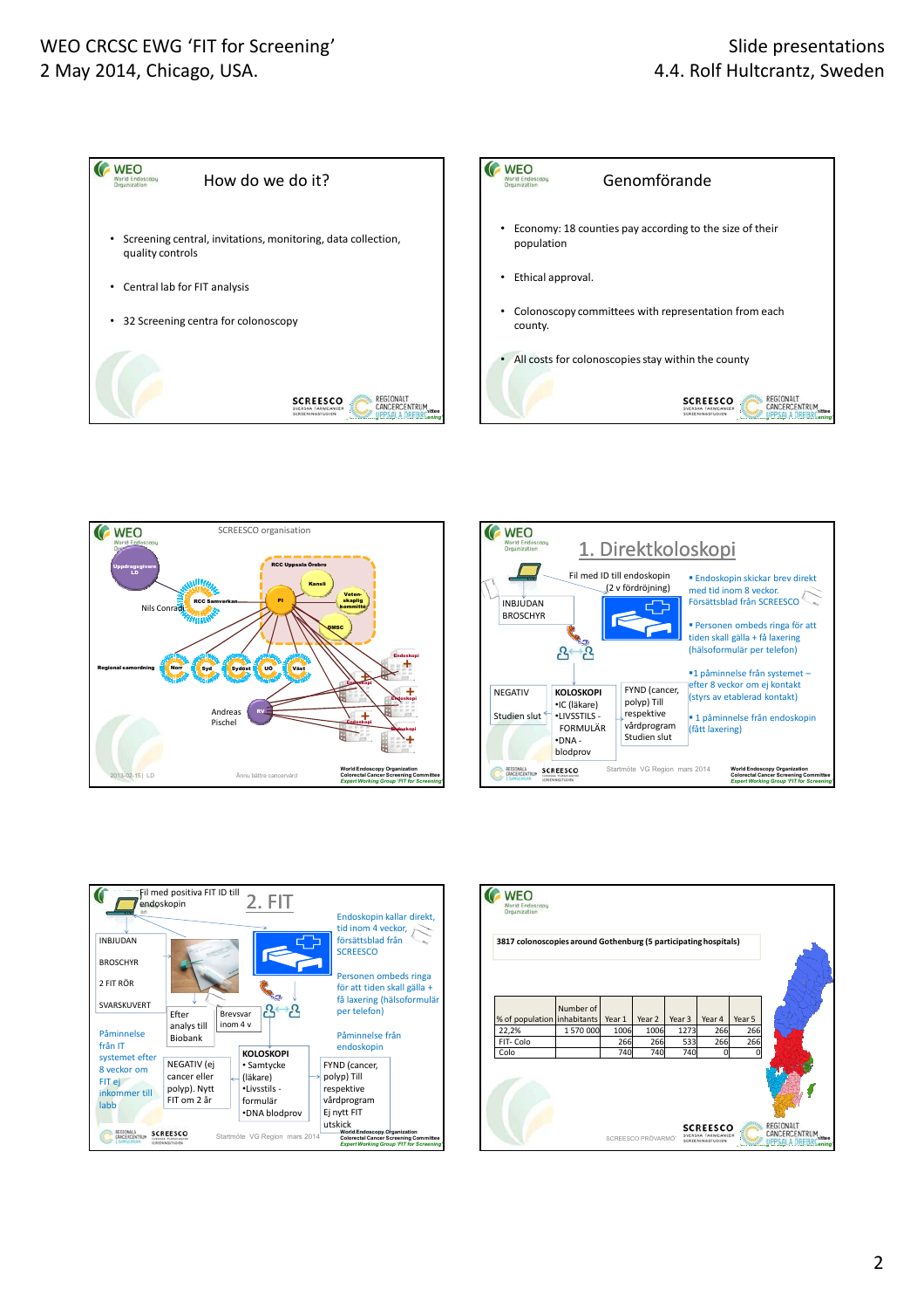## How do we do it?

- Screening central, invitations, monitoring, data collection, quality controls
- Central lab for FIT analysis
- 32 Screening centra for colonoscopy

## Genomförande

- Economy: 18 counties pay according to the size of their population
- Ethical approval.
- Colonoscopy committees with representation from each county.
- All costs for colonoscopies stay within the county

## SCREESCO organisation

Uppdragsgivare LD

RCC Uppsala Örebro

Kansli

Vetenskaplig kommitté

PI

DMSC

RCC Samverkan

Nils Conradi

Regional samordning: Norr, Syd, Sydost, UO, Väst

Endoskopi

Andreas Pischel

RV

2013-02-15 | LD

Ännu bättre cancervård

## 1. Direktkoloskopi

Fil med ID till endoskopin (2 v fördröjning)

INBJUDAN BROSCHYR

- Endoskopin skickar brev direkt med tid inom 8 veckor. Försättsblad från SCREESCO
- Personen ombeds ringa för att tiden skall gälla + få laxering (hälsoformulär per telefon)
- 1 påminnelse från systemet – efter 8 veckor om ej kontakt (styrs av etablerad kontakt)
- 1 påminnelse från endoskopin (fått laxering)

NEGATIV — Studien slut

KOLOSKOPI
- IC (läkare)
- LIVSSTILS - FORMULÄR
- DNA - blodprov

FYND (cancer, polyp) Till respektive vårdprogram Studien slut

Startmöte VG Region mars 2014

## 2. FIT

Fil med positiva FIT ID till endoskopin

INBJUDAN

BROSCHYR

2 FIT RÖR

SVARSKUVERT

Efter analys till Biobank

Brevsvar inom 4 v

Påminnelse från IT systemet efter 8 veckor om FIT ej inkommer till labb

Endoskopin kallar direkt, tid inom 4 veckor, försättsblad från SCREESCO

Personen ombeds ringa för att tiden skall gälla + få laxering (hälsoformulär per telefon)

Påminnelse från endoskopin

NEGATIV (ej cancer eller polyp). Nytt FIT om 2 år

KOLOSKOPI
- Samtycke (läkare)
- Livsstils - formulär
- DNA blodprov

FYND (cancer, polyp) Till respektive vårdprogram Ej nytt FIT utskick

Startmöte VG Region mars 2014

## 3817 colonoscopies around Gothenburg (5 participating hospitals)

| % of population | Number of inhabitants | Year 1 | Year 2 | Year 3 | Year 4 | Year 5 |
|---|---|---|---|---|---|---|
| 22,2% | 1 570 000 | 1006 | 1006 | 1273 | 266 | 266 |
| FIT- Colo | | 266 | 266 | 533 | 266 | 266 |
| Colo | | 740 | 740 | 740 | 0 | 0 |

SCREESCO PRÖVARMÖT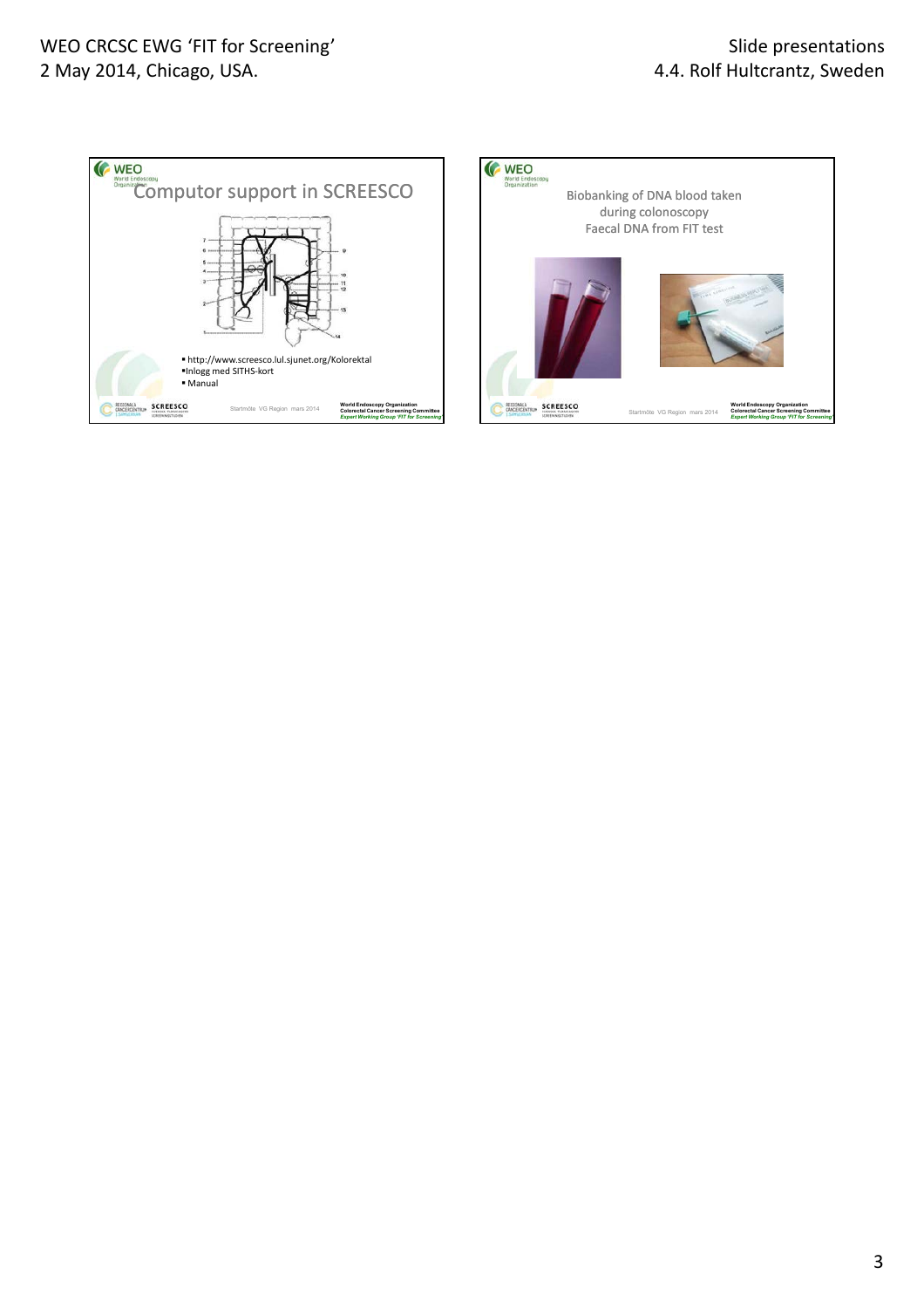## Computor support in SCREESCO

7 6 5 4 3 2 1 8 9 10 11 12 13 14

- http://www.screesco.lul.sjunet.org/Kolorektal
- Inlogg med SITHS-kort
- Manual

REGIONALA CANCERCENTRUM SCREESCO Startmöte VG Region mars 2014 World Endoscopy Organization Colorectal Cancer Screening Committee *Expert Working Group 'FIT for Screening'*

---

Biobanking of DNA blood taken during colonoscopy

Faecal DNA from FIT test

REGIONALA CANCERCENTRUM SCREESCO Startmöte VG Region mars 2014 World Endoscopy Organization Colorectal Cancer Screening Committee *Expert Working Group 'FIT for Screening'*